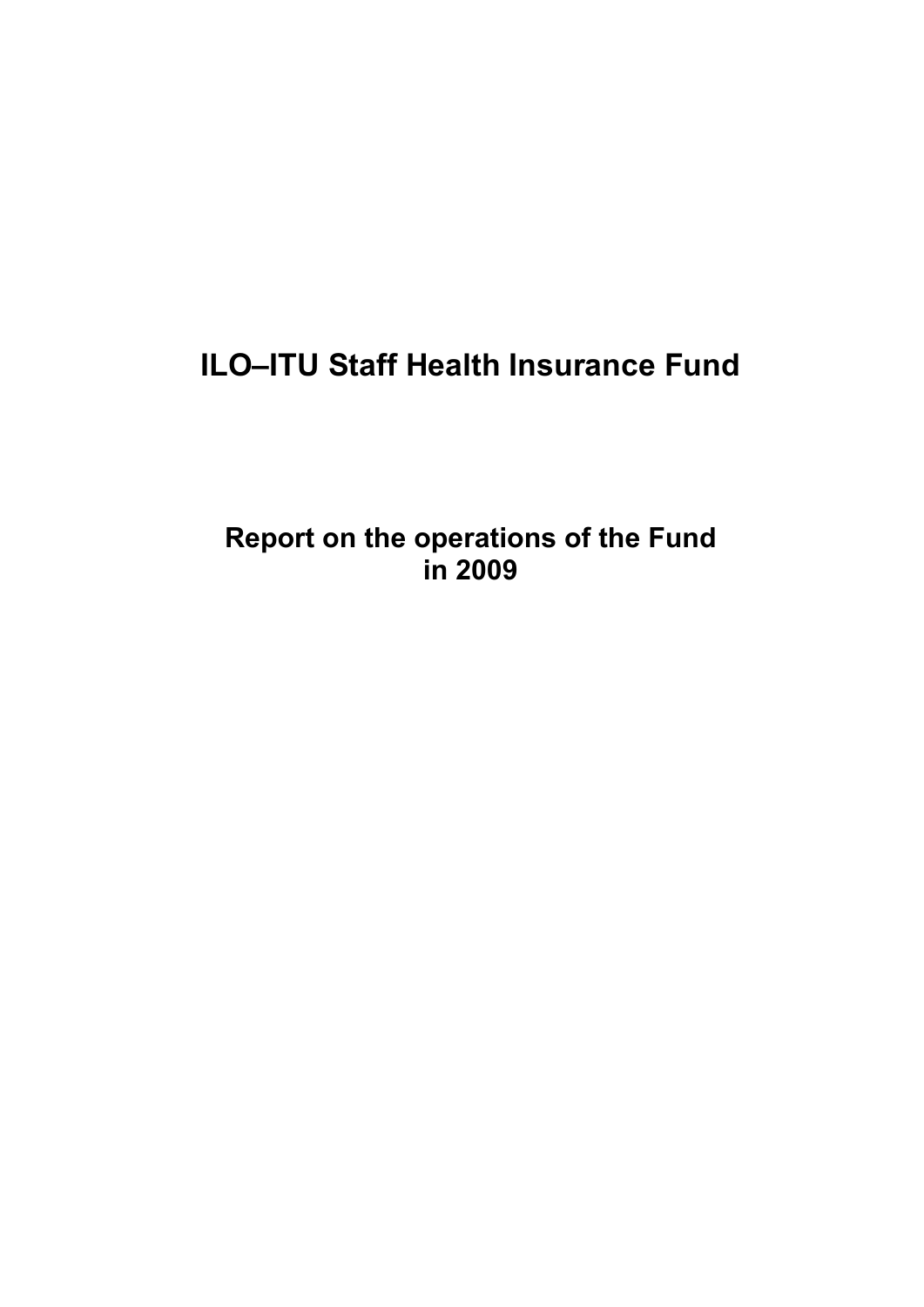# ILO–ITU Staff Health Insurance Fund

## Report on the operations of the Fund in 2009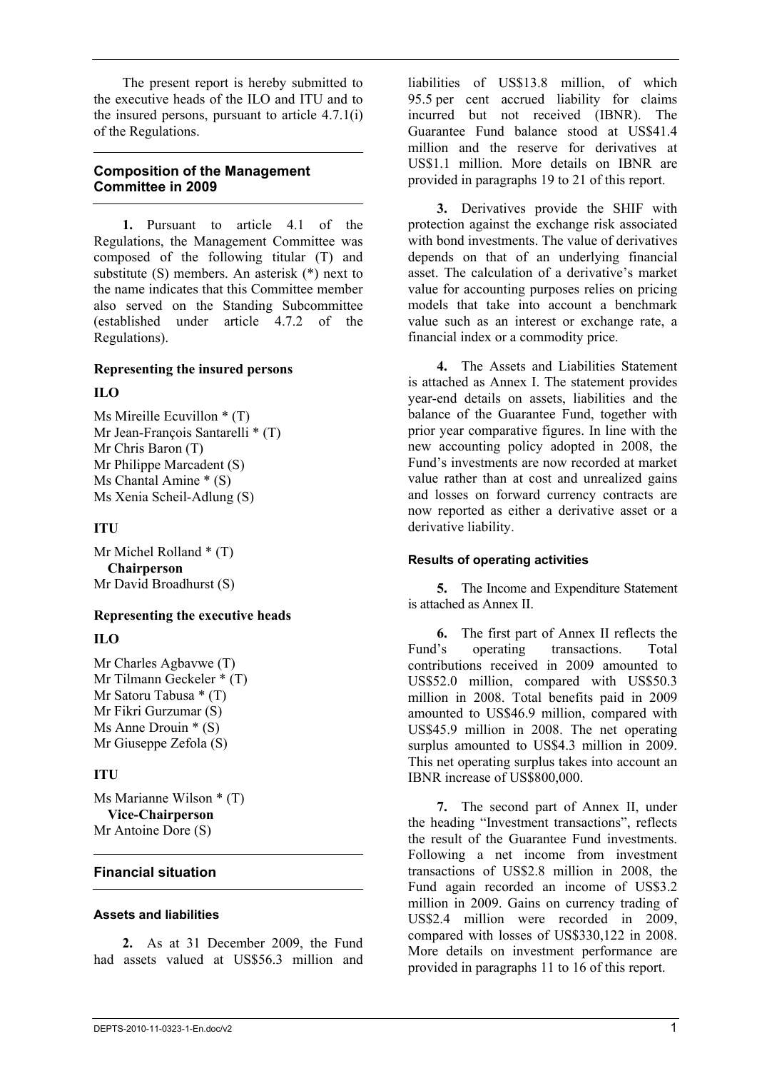The present report is hereby submitted to the executive heads of the ILO and ITU and to the insured persons, pursuant to article 4.7.1(i) of the Regulations.

## Composition of the Management Committee in 2009

**1.** Pursuant to article 4.1 of the Regulations, the Management Committee was composed of the following titular (T) and substitute (S) members. An asterisk (*) next to the name indicates that this Committee member also served on the Standing Subcommittee (established under article 4.7.2 of the Regulations).

**Representing the insured persons**

**ILO**

Ms Mireille Ecuvillon * (T)
Mr Jean-François Santarelli * (T)
Mr Chris Baron (T)
Mr Philippe Marcadent (S)
Ms Chantal Amine * (S)
Ms Xenia Scheil-Adlung (S)

**ITU**

Mr Michel Rolland * (T)
**Chairperson**
Mr David Broadhurst (S)

**Representing the executive heads**

**ILO**

Mr Charles Agbavwe (T)
Mr Tilmann Geckeler * (T)
Mr Satoru Tabusa * (T)
Mr Fikri Gurzumar (S)
Ms Anne Drouin * (S)
Mr Giuseppe Zefola (S)

**ITU**

Ms Marianne Wilson * (T)
**Vice-Chairperson**
Mr Antoine Dore (S)

## Financial situation

### Assets and liabilities

**2.** As at 31 December 2009, the Fund had assets valued at US$56.3 million and liabilities of US$13.8 million, of which 95.5 per cent accrued liability for claims incurred but not received (IBNR). The Guarantee Fund balance stood at US$41.4 million and the reserve for derivatives at US$1.1 million. More details on IBNR are provided in paragraphs 19 to 21 of this report.

**3.** Derivatives provide the SHIF with protection against the exchange risk associated with bond investments. The value of derivatives depends on that of an underlying financial asset. The calculation of a derivative's market value for accounting purposes relies on pricing models that take into account a benchmark value such as an interest or exchange rate, a financial index or a commodity price.

**4.** The Assets and Liabilities Statement is attached as Annex I. The statement provides year-end details on assets, liabilities and the balance of the Guarantee Fund, together with prior year comparative figures. In line with the new accounting policy adopted in 2008, the Fund's investments are now recorded at market value rather than at cost and unrealized gains and losses on forward currency contracts are now reported as either a derivative asset or a derivative liability.

### Results of operating activities

**5.** The Income and Expenditure Statement is attached as Annex II.

**6.** The first part of Annex II reflects the Fund's operating transactions. Total contributions received in 2009 amounted to US$52.0 million, compared with US$50.3 million in 2008. Total benefits paid in 2009 amounted to US$46.9 million, compared with US$45.9 million in 2008. The net operating surplus amounted to US$4.3 million in 2009. This net operating surplus takes into account an IBNR increase of US$800,000.

**7.** The second part of Annex II, under the heading "Investment transactions", reflects the result of the Guarantee Fund investments. Following a net income from investment transactions of US$2.8 million in 2008, the Fund again recorded an income of US$3.2 million in 2009. Gains on currency trading of US$2.4 million were recorded in 2009, compared with losses of US$330,122 in 2008. More details on investment performance are provided in paragraphs 11 to 16 of this report.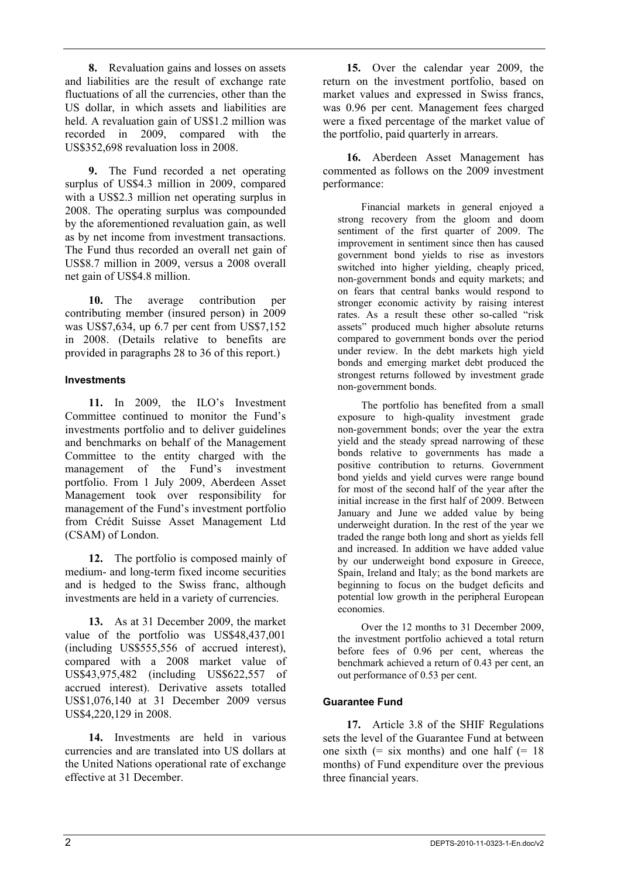**8.** Revaluation gains and losses on assets and liabilities are the result of exchange rate fluctuations of all the currencies, other than the US dollar, in which assets and liabilities are held. A revaluation gain of US$1.2 million was recorded in 2009, compared with the US$352,698 revaluation loss in 2008.

**9.** The Fund recorded a net operating surplus of US$4.3 million in 2009, compared with a US$2.3 million net operating surplus in 2008. The operating surplus was compounded by the aforementioned revaluation gain, as well as by net income from investment transactions. The Fund thus recorded an overall net gain of US$8.7 million in 2009, versus a 2008 overall net gain of US$4.8 million.

**10.** The average contribution per contributing member (insured person) in 2009 was US$7,634, up 6.7 per cent from US$7,152 in 2008. (Details relative to benefits are provided in paragraphs 28 to 36 of this report.)

### Investments

**11.** In 2009, the ILO's Investment Committee continued to monitor the Fund's investments portfolio and to deliver guidelines and benchmarks on behalf of the Management Committee to the entity charged with the management of the Fund's investment portfolio. From 1 July 2009, Aberdeen Asset Management took over responsibility for management of the Fund's investment portfolio from Crédit Suisse Asset Management Ltd (CSAM) of London.

**12.** The portfolio is composed mainly of medium- and long-term fixed income securities and is hedged to the Swiss franc, although investments are held in a variety of currencies.

**13.** As at 31 December 2009, the market value of the portfolio was US$48,437,001 (including US$555,556 of accrued interest), compared with a 2008 market value of US$43,975,482 (including US$622,557 of accrued interest). Derivative assets totalled US$1,076,140 at 31 December 2009 versus US$4,220,129 in 2008.

**14.** Investments are held in various currencies and are translated into US dollars at the United Nations operational rate of exchange effective at 31 December.

**15.** Over the calendar year 2009, the return on the investment portfolio, based on market values and expressed in Swiss francs, was 0.96 per cent. Management fees charged were a fixed percentage of the market value of the portfolio, paid quarterly in arrears.

**16.** Aberdeen Asset Management has commented as follows on the 2009 investment performance:

> Financial markets in general enjoyed a strong recovery from the gloom and doom sentiment of the first quarter of 2009. The improvement in sentiment since then has caused government bond yields to rise as investors switched into higher yielding, cheaply priced, non-government bonds and equity markets; and on fears that central banks would respond to stronger economic activity by raising interest rates. As a result these other so-called "risk assets" produced much higher absolute returns compared to government bonds over the period under review. In the debt markets high yield bonds and emerging market debt produced the strongest returns followed by investment grade non-government bonds.
>
> The portfolio has benefited from a small exposure to high-quality investment grade non-government bonds; over the year the extra yield and the steady spread narrowing of these bonds relative to governments has made a positive contribution to returns. Government bond yields and yield curves were range bound for most of the second half of the year after the initial increase in the first half of 2009. Between January and June we added value by being underweight duration. In the rest of the year we traded the range both long and short as yields fell and increased. In addition we have added value by our underweight bond exposure in Greece, Spain, Ireland and Italy; as the bond markets are beginning to focus on the budget deficits and potential low growth in the peripheral European economies.
>
> Over the 12 months to 31 December 2009, the investment portfolio achieved a total return before fees of 0.96 per cent, whereas the benchmark achieved a return of 0.43 per cent, an out performance of 0.53 per cent.

### Guarantee Fund

**17.** Article 3.8 of the SHIF Regulations sets the level of the Guarantee Fund at between one sixth (= six months) and one half (= 18 months) of Fund expenditure over the previous three financial years.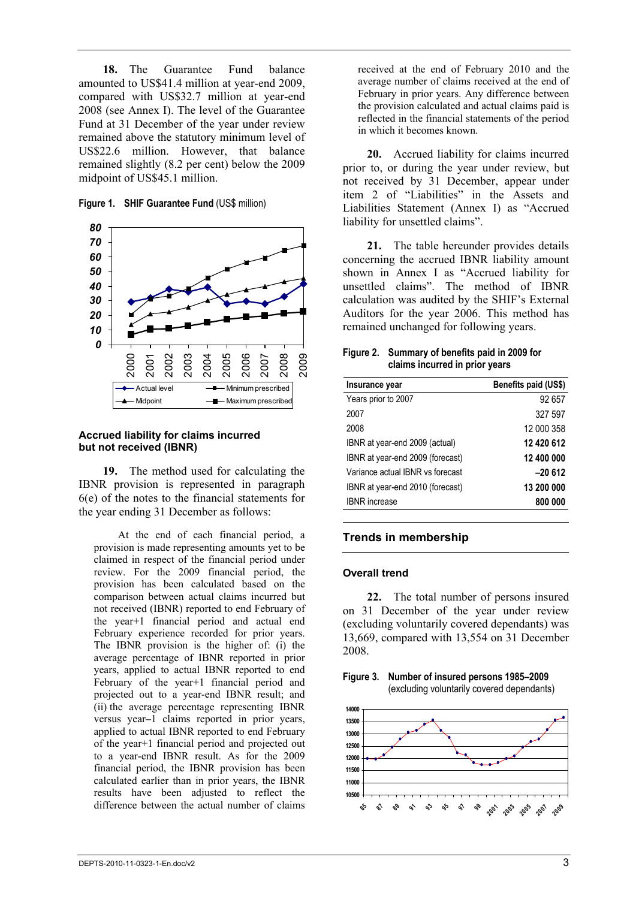**18.** The Guarantee Fund balance amounted to US$41.4 million at year-end 2009, compared with US$32.7 million at year-end 2008 (see Annex I). The level of the Guarantee Fund at 31 December of the year under review remained above the statutory minimum level of US$22.6 million. However, that balance remained slightly (8.2 per cent) below the 2009 midpoint of US$45.1 million.

**Figure 1. SHIF Guarantee Fund** (US$ million)

### Accrued liability for claims incurred but not received (IBNR)

**19.** The method used for calculating the IBNR provision is represented in paragraph 6(e) of the notes to the financial statements for the year ending 31 December as follows:

> At the end of each financial period, a provision is made representing amounts yet to be claimed in respect of the financial period under review. For the 2009 financial period, the provision has been calculated based on the comparison between actual claims incurred but not received (IBNR) reported to end February of the year+1 financial period and actual end February experience recorded for prior years. The IBNR provision is the higher of: (i) the average percentage of IBNR reported in prior years, applied to actual IBNR reported to end February of the year+1 financial period and projected out to a year-end IBNR result; and (ii) the average percentage representing IBNR versus year–1 claims reported in prior years, applied to actual IBNR reported to end February of the year+1 financial period and projected out to a year-end IBNR result. As for the 2009 financial period, the IBNR provision has been calculated earlier than in prior years, the IBNR results have been adjusted to reflect the difference between the actual number of claims received at the end of February 2010 and the average number of claims received at the end of February in prior years. Any difference between the provision calculated and actual claims paid is reflected in the financial statements of the period in which it becomes known.

**20.** Accrued liability for claims incurred prior to, or during the year under review, but not received by 31 December, appear under item 2 of "Liabilities" in the Assets and Liabilities Statement (Annex I) as "Accrued liability for unsettled claims".

**21.** The table hereunder provides details concerning the accrued IBNR liability amount shown in Annex I as "Accrued liability for unsettled claims". The method of IBNR calculation was audited by the SHIF's External Auditors for the year 2006. This method has remained unchanged for following years.

**Figure 2. Summary of benefits paid in 2009 for claims incurred in prior years**

| Insurance year | Benefits paid (US$) |
|---|---|
| Years prior to 2007 | 92 657 |
| 2007 | 327 597 |
| 2008 | 12 000 358 |
| IBNR at year-end 2009 (actual) | **12 420 612** |
| IBNR at year-end 2009 (forecast) | **12 400 000** |
| Variance actual IBNR vs forecast | **–20 612** |
| IBNR at year-end 2010 (forecast) | **13 200 000** |
| IBNR increase | **800 000** |

## Trends in membership

### Overall trend

**22.** The total number of persons insured on 31 December of the year under review (excluding voluntarily covered dependants) was 13,669, compared with 13,554 on 31 December 2008.

**Figure 3. Number of insured persons 1985–2009** (excluding voluntarily covered dependants)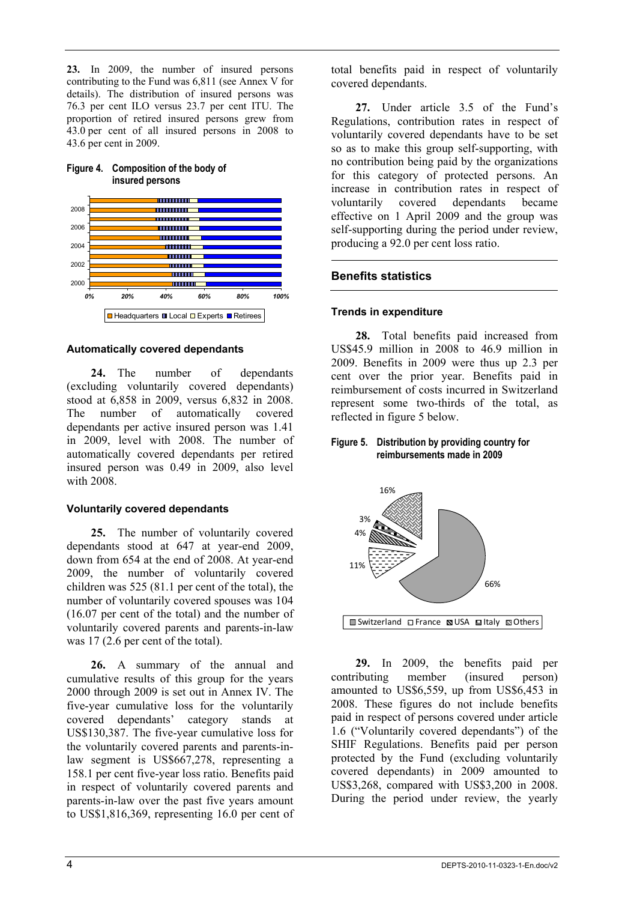**23.** In 2009, the number of insured persons contributing to the Fund was 6,811 (see Annex V for details). The distribution of insured persons was 76.3 per cent ILO versus 23.7 per cent ITU. The proportion of retired insured persons grew from 43.0 per cent of all insured persons in 2008 to 43.6 per cent in 2009.

**Figure 4. Composition of the body of insured persons**

### Automatically covered dependants

**24.** The number of dependants (excluding voluntarily covered dependants) stood at 6,858 in 2009, versus 6,832 in 2008. The number of automatically covered dependants per active insured person was 1.41 in 2009, level with 2008. The number of automatically covered dependants per retired insured person was 0.49 in 2009, also level with 2008.

### Voluntarily covered dependants

**25.** The number of voluntarily covered dependants stood at 647 at year-end 2009, down from 654 at the end of 2008. At year-end 2009, the number of voluntarily covered children was 525 (81.1 per cent of the total), the number of voluntarily covered spouses was 104 (16.07 per cent of the total) and the number of voluntarily covered parents and parents-in-law was 17 (2.6 per cent of the total).

**26.** A summary of the annual and cumulative results of this group for the years 2000 through 2009 is set out in Annex IV. The five-year cumulative loss for the voluntarily covered dependants' category stands at US$130,387. The five-year cumulative loss for the voluntarily covered parents and parents-in-law segment is US$667,278, representing a 158.1 per cent five-year loss ratio. Benefits paid in respect of voluntarily covered parents and parents-in-law over the past five years amount to US$1,816,369, representing 16.0 per cent of total benefits paid in respect of voluntarily covered dependants.

**27.** Under article 3.5 of the Fund's Regulations, contribution rates in respect of voluntarily covered dependants have to be set so as to make this group self-supporting, with no contribution being paid by the organizations for this category of protected persons. An increase in contribution rates in respect of voluntarily covered dependants became effective on 1 April 2009 and the group was self-supporting during the period under review, producing a 92.0 per cent loss ratio.

## Benefits statistics

### Trends in expenditure

**28.** Total benefits paid increased from US$45.9 million in 2008 to 46.9 million in 2009. Benefits in 2009 were thus up 2.3 per cent over the prior year. Benefits paid in reimbursement of costs incurred in Switzerland represent some two-thirds of the total, as reflected in figure 5 below.

**Figure 5. Distribution by providing country for reimbursements made in 2009**

**29.** In 2009, the benefits paid per contributing member (insured person) amounted to US$6,559, up from US$6,453 in 2008. These figures do not include benefits paid in respect of persons covered under article 1.6 ("Voluntarily covered dependants") of the SHIF Regulations. Benefits paid per person protected by the Fund (excluding voluntarily covered dependants) in 2009 amounted to US$3,268, compared with US$3,200 in 2008. During the period under review, the yearly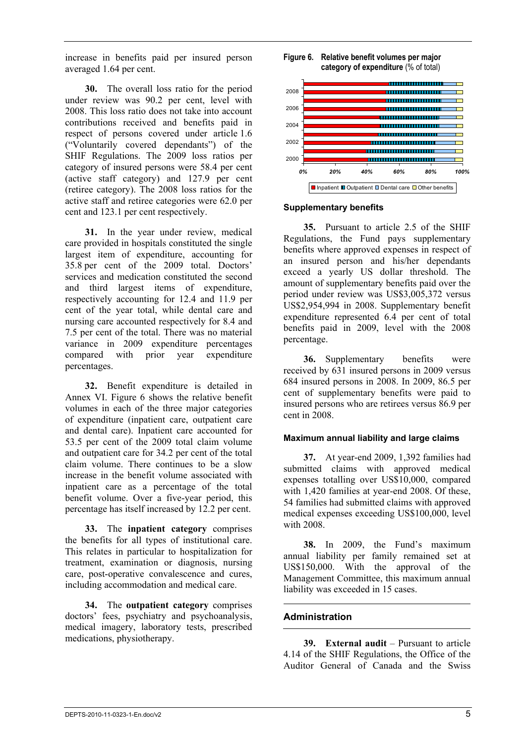increase in benefits paid per insured person averaged 1.64 per cent.

**30.** The overall loss ratio for the period under review was 90.2 per cent, level with 2008. This loss ratio does not take into account contributions received and benefits paid in respect of persons covered under article 1.6 ("Voluntarily covered dependants") of the SHIF Regulations. The 2009 loss ratios per category of insured persons were 58.4 per cent (active staff category) and 127.9 per cent (retiree category). The 2008 loss ratios for the active staff and retiree categories were 62.0 per cent and 123.1 per cent respectively.

**31.** In the year under review, medical care provided in hospitals constituted the single largest item of expenditure, accounting for 35.8 per cent of the 2009 total. Doctors' services and medication constituted the second and third largest items of expenditure, respectively accounting for 12.4 and 11.9 per cent of the year total, while dental care and nursing care accounted respectively for 8.4 and 7.5 per cent of the total. There was no material variance in 2009 expenditure percentages compared with prior year expenditure percentages.

**32.** Benefit expenditure is detailed in Annex VI. Figure 6 shows the relative benefit volumes in each of the three major categories of expenditure (inpatient care, outpatient care and dental care). Inpatient care accounted for 53.5 per cent of the 2009 total claim volume and outpatient care for 34.2 per cent of the total claim volume. There continues to be a slow increase in the benefit volume associated with inpatient care as a percentage of the total benefit volume. Over a five-year period, this percentage has itself increased by 12.2 per cent.

**33.** The **inpatient category** comprises the benefits for all types of institutional care. This relates in particular to hospitalization for treatment, examination or diagnosis, nursing care, post-operative convalescence and cures, including accommodation and medical care.

**34.** The **outpatient category** comprises doctors' fees, psychiatry and psychoanalysis, medical imagery, laboratory tests, prescribed medications, physiotherapy.

**Figure 6. Relative benefit volumes per major category of expenditure** (% of total)

### Supplementary benefits

**35.** Pursuant to article 2.5 of the SHIF Regulations, the Fund pays supplementary benefits where approved expenses in respect of an insured person and his/her dependants exceed a yearly US dollar threshold. The amount of supplementary benefits paid over the period under review was US$3,005,372 versus US$2,954,994 in 2008. Supplementary benefit expenditure represented 6.4 per cent of total benefits paid in 2009, level with the 2008 percentage.

**36.** Supplementary benefits were received by 631 insured persons in 2009 versus 684 insured persons in 2008. In 2009, 86.5 per cent of supplementary benefits were paid to insured persons who are retirees versus 86.9 per cent in 2008.

### Maximum annual liability and large claims

**37.** At year-end 2009, 1,392 families had submitted claims with approved medical expenses totalling over US$10,000, compared with 1,420 families at year-end 2008. Of these, 54 families had submitted claims with approved medical expenses exceeding US$100,000, level with 2008.

**38.** In 2009, the Fund's maximum annual liability per family remained set at US$150,000. With the approval of the Management Committee, this maximum annual liability was exceeded in 15 cases.

## Administration

**39. External audit** – Pursuant to article 4.14 of the SHIF Regulations, the Office of the Auditor General of Canada and the Swiss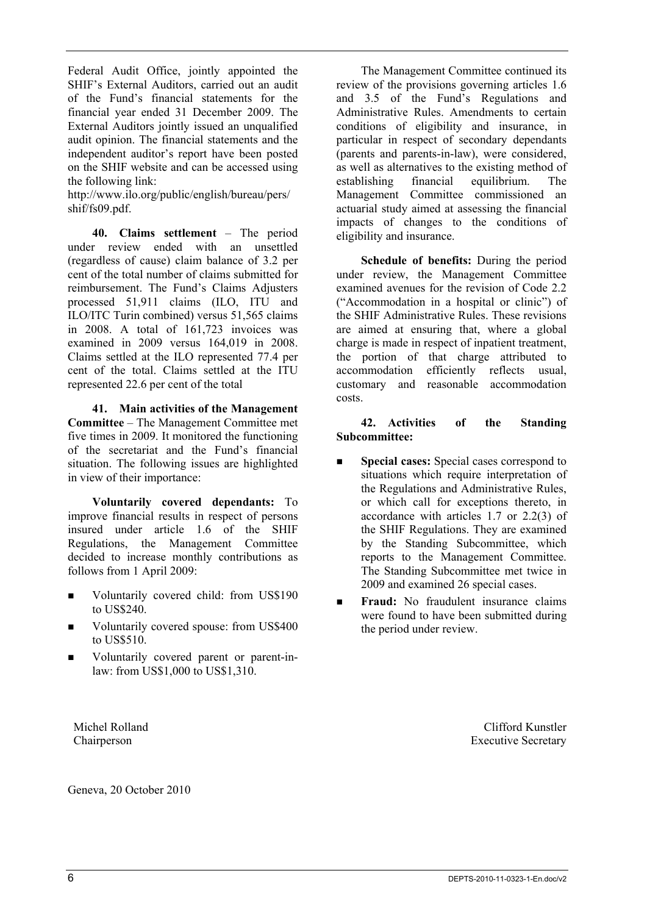Federal Audit Office, jointly appointed the SHIF's External Auditors, carried out an audit of the Fund's financial statements for the financial year ended 31 December 2009. The External Auditors jointly issued an unqualified audit opinion. The financial statements and the independent auditor's report have been posted on the SHIF website and can be accessed using the following link: http://www.ilo.org/public/english/bureau/pers/shif/fs09.pdf.

**40. Claims settlement** – The period under review ended with an unsettled (regardless of cause) claim balance of 3.2 per cent of the total number of claims submitted for reimbursement. The Fund's Claims Adjusters processed 51,911 claims (ILO, ITU and ILO/ITC Turin combined) versus 51,565 claims in 2008. A total of 161,723 invoices was examined in 2009 versus 164,019 in 2008. Claims settled at the ILO represented 77.4 per cent of the total. Claims settled at the ITU represented 22.6 per cent of the total

**41. Main activities of the Management Committee** – The Management Committee met five times in 2009. It monitored the functioning of the secretariat and the Fund's financial situation. The following issues are highlighted in view of their importance:

**Voluntarily covered dependants:** To improve financial results in respect of persons insured under article 1.6 of the SHIF Regulations, the Management Committee decided to increase monthly contributions as follows from 1 April 2009:

- Voluntarily covered child: from US$190 to US$240.
- Voluntarily covered spouse: from US$400 to US$510.
- Voluntarily covered parent or parent-in-law: from US$1,000 to US$1,310.

The Management Committee continued its review of the provisions governing articles 1.6 and 3.5 of the Fund's Regulations and Administrative Rules. Amendments to certain conditions of eligibility and insurance, in particular in respect of secondary dependants (parents and parents-in-law), were considered, as well as alternatives to the existing method of establishing financial equilibrium. The Management Committee commissioned an actuarial study aimed at assessing the financial impacts of changes to the conditions of eligibility and insurance.

**Schedule of benefits:** During the period under review, the Management Committee examined avenues for the revision of Code 2.2 ("Accommodation in a hospital or clinic") of the SHIF Administrative Rules. These revisions are aimed at ensuring that, where a global charge is made in respect of inpatient treatment, the portion of that charge attributed to accommodation efficiently reflects usual, customary and reasonable accommodation costs.

**42. Activities of the Standing Subcommittee:**

- **Special cases:** Special cases correspond to situations which require interpretation of the Regulations and Administrative Rules, or which call for exceptions thereto, in accordance with articles 1.7 or 2.2(3) of the SHIF Regulations. They are examined by the Standing Subcommittee, which reports to the Management Committee. The Standing Subcommittee met twice in 2009 and examined 26 special cases.
- **Fraud:** No fraudulent insurance claims were found to have been submitted during the period under review.

Michel Rolland
Chairperson

Clifford Kunstler
Executive Secretary

Geneva, 20 October 2010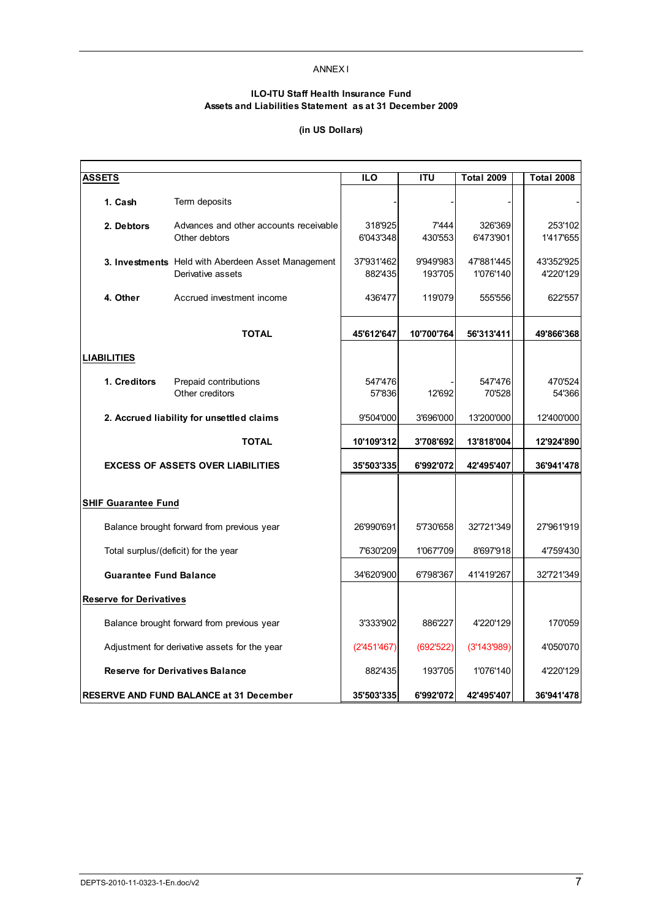ANNEX I

**ILO-ITU Staff Health Insurance Fund**
**Assets and Liabilities Statement as at 31 December 2009**

**(in US Dollars)**

| **ASSETS** | | **ILO** | **ITU** | **Total 2009** | **Total 2008** |
|---|---|---|---|---|---|
| **1. Cash** | Term deposits | - | - | - | - |
| **2. Debtors** | Advances and other accounts receivable | 318'925 | 7'444 | 326'369 | 253'102 |
| | Other debtors | 6'043'348 | 430'553 | 6'473'901 | 1'417'655 |
| **3. Investments** | Held with Aberdeen Asset Management | 37'931'462 | 9'949'983 | 47'881'445 | 43'352'925 |
| | Derivative assets | 882'435 | 193'705 | 1'076'140 | 4'220'129 |
| **4. Other** | Accrued investment income | 436'477 | 119'079 | 555'556 | 622'557 |
| | **TOTAL** | **45'612'647** | **10'700'764** | **56'313'411** | **49'866'368** |
| **LIABILITIES** | | | | | |
| **1. Creditors** | Prepaid contributions | 547'476 | - | 547'476 | 470'524 |
| | Other creditors | 57'836 | 12'692 | 70'528 | 54'366 |
| **2. Accrued liability for unsettled claims** | | 9'504'000 | 3'696'000 | 13'200'000 | 12'400'000 |
| | **TOTAL** | **10'109'312** | **3'708'692** | **13'818'004** | **12'924'890** |
| **EXCESS OF ASSETS OVER LIABILITIES** | | **35'503'335** | **6'992'072** | **42'495'407** | **36'941'478** |
| **SHIF Guarantee Fund** | | | | | |
| Balance brought forward from previous year | | 26'990'691 | 5'730'658 | 32'721'349 | 27'961'919 |
| Total surplus/(deficit) for the year | | 7'630'209 | 1'067'709 | 8'697'918 | 4'759'430 |
| **Guarantee Fund Balance** | | 34'620'900 | 6'798'367 | 41'419'267 | 32'721'349 |
| **Reserve for Derivatives** | | | | | |
| Balance brought forward from previous year | | 3'333'902 | 886'227 | 4'220'129 | 170'059 |
| Adjustment for derivative assets for the year | | (2'451'467) | (692'522) | (3'143'989) | 4'050'070 |
| **Reserve for Derivatives Balance** | | 882'435 | 193'705 | 1'076'140 | 4'220'129 |
| **RESERVE AND FUND BALANCE at 31 December** | | **35'503'335** | **6'992'072** | **42'495'407** | **36'941'478** |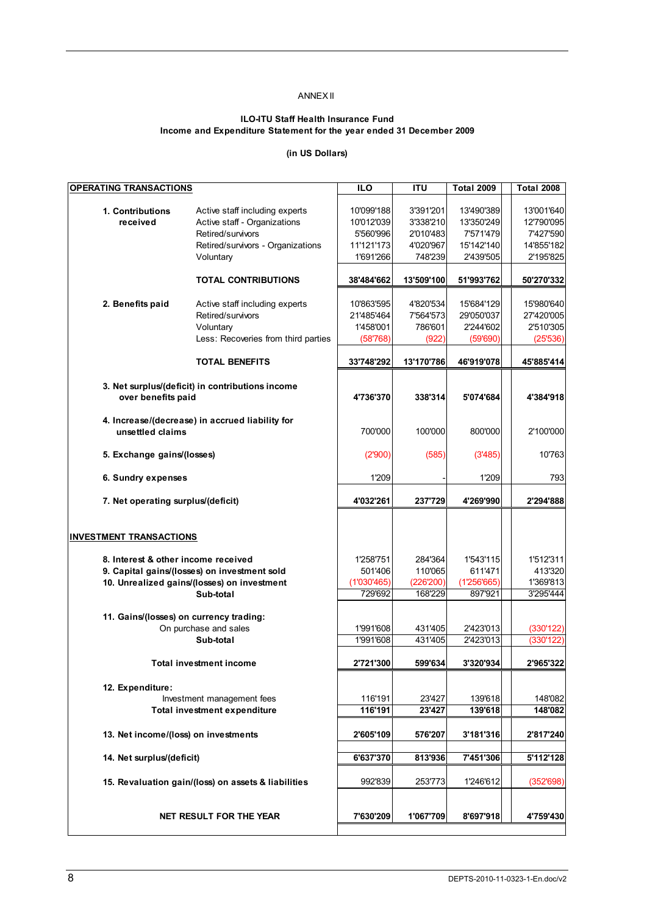ANNEX II

**ILO-ITU Staff Health Insurance Fund**
**Income and Expenditure Statement for the year ended 31 December 2009**

**(in US Dollars)**

| OPERATING TRANSACTIONS | | ILO | ITU | Total 2009 | Total 2008 |
|---|---|---|---|---|---|
| **1. Contributions received** | Active staff including experts | 10'099'188 | 3'391'201 | 13'490'389 | 13'001'640 |
| | Active staff - Organizations | 10'012'039 | 3'338'210 | 13'350'249 | 12'790'095 |
| | Retired/survivors | 5'560'996 | 2'010'483 | 7'571'479 | 7'427'590 |
| | Retired/survivors - Organizations | 11'121'173 | 4'020'967 | 15'142'140 | 14'855'182 |
| | Voluntary | 1'691'266 | 748'239 | 2'439'505 | 2'195'825 |
| | **TOTAL CONTRIBUTIONS** | **38'484'662** | **13'509'100** | **51'993'762** | **50'270'332** |
| **2. Benefits paid** | Active staff including experts | 10'863'595 | 4'820'534 | 15'684'129 | 15'980'640 |
| | Retired/survivors | 21'485'464 | 7'564'573 | 29'050'037 | 27'420'005 |
| | Voluntary | 1'458'001 | 786'601 | 2'244'602 | 2'510'305 |
| | Less: Recoveries from third parties | (58'768) | (922) | (59'690) | (25'536) |
| | **TOTAL BENEFITS** | **33'748'292** | **13'170'786** | **46'919'078** | **45'885'414** |
| **3. Net surplus/(deficit) in contributions income over benefits paid** | | **4'736'370** | **338'314** | **5'074'684** | **4'384'918** |
| **4. Increase/(decrease) in accrued liability for unsettled claims** | | 700'000 | 100'000 | 800'000 | 2'100'000 |
| **5. Exchange gains/(losses)** | | (2'900) | (585) | (3'485) | 10'763 |
| **6. Sundry expenses** | | 1'209 | - | 1'209 | 793 |
| **7. Net operating surplus/(deficit)** | | **4'032'261** | **237'729** | **4'269'990** | **2'294'888** |
| **INVESTMENT TRANSACTIONS** | | | | | |
| **8. Interest & other income received** | | 1'258'751 | 284'364 | 1'543'115 | 1'512'311 |
| **9. Capital gains/(losses) on investment sold** | | 501'406 | 110'065 | 611'471 | 413'320 |
| **10. Unrealized gains/(losses) on investment** | | (1'030'465) | (226'200) | (1'256'665) | 1'369'813 |
| **Sub-total** | | 729'692 | 168'229 | 897'921 | 3'295'444 |
| **11. Gains/(losses) on currency trading:** | | | | | |
| On purchase and sales | | 1'991'608 | 431'405 | 2'423'013 | (330'122) |
| **Sub-total** | | 1'991'608 | 431'405 | 2'423'013 | (330'122) |
| **Total investment income** | | **2'721'300** | **599'634** | **3'320'934** | **2'965'322** |
| **12. Expenditure:** | | | | | |
| Investment management fees | | 116'191 | 23'427 | 139'618 | 148'082 |
| **Total investment expenditure** | | **116'191** | **23'427** | **139'618** | **148'082** |
| **13. Net income/(loss) on investments** | | **2'605'109** | **576'207** | **3'181'316** | **2'817'240** |
| **14. Net surplus/(deficit)** | | **6'637'370** | **813'936** | **7'451'306** | **5'112'128** |
| **15. Revaluation gain/(loss) on assets & liabilities** | | 992'839 | 253'773 | 1'246'612 | (352'698) |
| **NET RESULT FOR THE YEAR** | | **7'630'209** | **1'067'709** | **8'697'918** | **4'759'430** |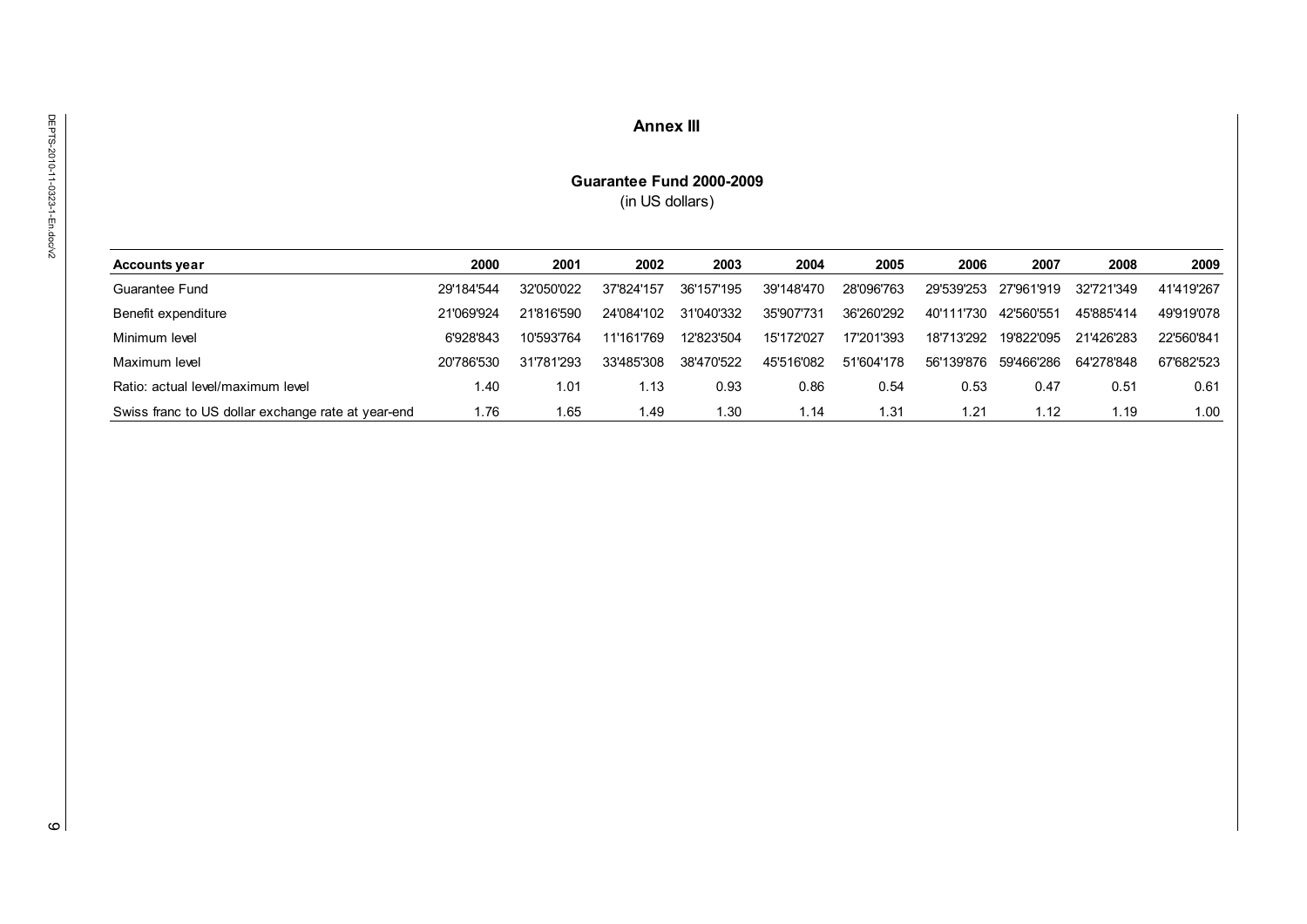# Annex III

**Guarantee Fund 2000-2009**
(in US dollars)

| Accounts year | 2000 | 2001 | 2002 | 2003 | 2004 | 2005 | 2006 | 2007 | 2008 | 2009 |
|---|---|---|---|---|---|---|---|---|---|---|
| Guarantee Fund | 29'184'544 | 32'050'022 | 37'824'157 | 36'157'195 | 39'148'470 | 28'096'763 | 29'539'253 | 27'961'919 | 32'721'349 | 41'419'267 |
| Benefit expenditure | 21'069'924 | 21'816'590 | 24'084'102 | 31'040'332 | 35'907'731 | 36'260'292 | 40'111'730 | 42'560'551 | 45'885'414 | 49'919'078 |
| Minimum level | 6'928'843 | 10'593'764 | 11'161'769 | 12'823'504 | 15'172'027 | 17'201'393 | 18'713'292 | 19'822'095 | 21'426'283 | 22'560'841 |
| Maximum level | 20'786'530 | 31'781'293 | 33'485'308 | 38'470'522 | 45'516'082 | 51'604'178 | 56'139'876 | 59'466'286 | 64'278'848 | 67'682'523 |
| Ratio: actual level/maximum level | 1.40 | 1.01 | 1.13 | 0.93 | 0.86 | 0.54 | 0.53 | 0.47 | 0.51 | 0.61 |
| Swiss franc to US dollar exchange rate at year-end | 1.76 | 1.65 | 1.49 | 1.30 | 1.14 | 1.31 | 1.21 | 1.12 | 1.19 | 1.00 |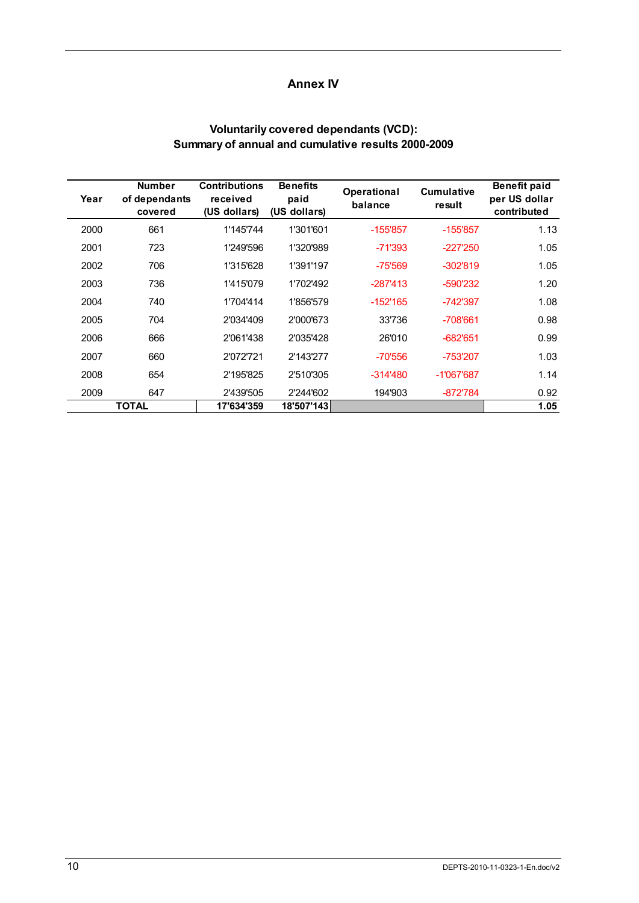# Annex IV

## Voluntarily covered dependants (VCD): Summary of annual and cumulative results 2000-2009

| Year | Number of dependants covered | Contributions received (US dollars) | Benefits paid (US dollars) | Operational balance | Cumulative result | Benefit paid per US dollar contributed |
|---|---|---|---|---|---|---|
| 2000 | 661 | 1'145'744 | 1'301'601 | -155'857 | -155'857 | 1.13 |
| 2001 | 723 | 1'249'596 | 1'320'989 | -71'393 | -227'250 | 1.05 |
| 2002 | 706 | 1'315'628 | 1'391'197 | -75'569 | -302'819 | 1.05 |
| 2003 | 736 | 1'415'079 | 1'702'492 | -287'413 | -590'232 | 1.20 |
| 2004 | 740 | 1'704'414 | 1'856'579 | -152'165 | -742'397 | 1.08 |
| 2005 | 704 | 2'034'409 | 2'000'673 | 33'736 | -708'661 | 0.98 |
| 2006 | 666 | 2'061'438 | 2'035'428 | 26'010 | -682'651 | 0.99 |
| 2007 | 660 | 2'072'721 | 2'143'277 | -70'556 | -753'207 | 1.03 |
| 2008 | 654 | 2'195'825 | 2'510'305 | -314'480 | -1'067'687 | 1.14 |
| 2009 | 647 | 2'439'505 | 2'244'602 | 194'903 | -872'784 | 0.92 |
| **TOTAL** | | **17'634'359** | **18'507'143** | | | **1.05** |

DEPTS-2010-11-0323-1-En.doc/v2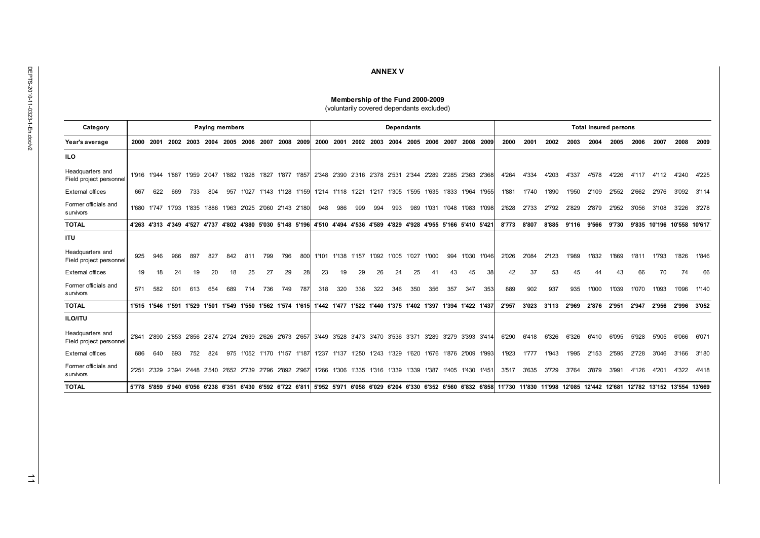## ANNEX V

**Membership of the Fund 2000-2009**
(voluntarily covered dependants excluded)

| Category | Paying members | | | | | | | | | | Dependants | | | | | | | | | | Total insured persons | | | | | | | | | |
|---|---|---|---|---|---|---|---|---|---|---|---|---|---|---|---|---|---|---|---|---|---|---|---|---|---|---|---|---|---|---|
| **Year's average** | **2000** | **2001** | **2002** | **2003** | **2004** | **2005** | **2006** | **2007** | **2008** | **2009** | **2000** | **2001** | **2002** | **2003** | **2004** | **2005** | **2006** | **2007** | **2008** | **2009** | **2000** | **2001** | **2002** | **2003** | **2004** | **2005** | **2006** | **2007** | **2008** | **2009** |
| **ILO** | | | | | | | | | | | | | | | | | | | | | | | | | | | | | | |
| Headquarters and Field project personnel | 1'916 | 1'944 | 1'887 | 1'959 | 2'047 | 1'882 | 1'828 | 1'827 | 1'877 | 1'857 | 2'348 | 2'390 | 2'316 | 2'378 | 2'531 | 2'344 | 2'289 | 2'285 | 2'363 | 2'368 | 4'264 | 4'334 | 4'203 | 4'337 | 4'578 | 4'226 | 4'117 | 4'112 | 4'240 | 4'225 |
| External offices | 667 | 622 | 669 | 733 | 804 | 957 | 1'027 | 1'143 | 1'128 | 1'159 | 1'214 | 1'118 | 1'221 | 1'217 | 1'305 | 1'595 | 1'635 | 1'833 | 1'964 | 1'955 | 1'881 | 1'740 | 1'890 | 1'950 | 2'109 | 2'552 | 2'662 | 2'976 | 3'092 | 3'114 |
| Former officials and survivors | 1'680 | 1'747 | 1'793 | 1'835 | 1'886 | 1'963 | 2'025 | 2'060 | 2'143 | 2'180 | 948 | 986 | 999 | 994 | 993 | 989 | 1'031 | 1'048 | 1'083 | 1'098 | 2'628 | 2'733 | 2'792 | 2'829 | 2'879 | 2'952 | 3'056 | 3'108 | 3'226 | 3'278 |
| **TOTAL** | **4'263** | **4'313** | **4'349** | **4'527** | **4'737** | **4'802** | **4'880** | **5'030** | **5'148** | **5'196** | **4'510** | **4'494** | **4'536** | **4'589** | **4'829** | **4'928** | **4'955** | **5'166** | **5'410** | **5'421** | **8'773** | **8'807** | **8'885** | **9'116** | **9'566** | **9'730** | **9'835** | **10'196** | **10'558** | **10'617** |
| **ITU** | | | | | | | | | | | | | | | | | | | | | | | | | | | | | | |
| Headquarters and Field project personnel | 925 | 946 | 966 | 897 | 827 | 842 | 811 | 799 | 796 | 800 | 1'101 | 1'138 | 1'157 | 1'092 | 1'005 | 1'027 | 1'000 | 994 | 1'030 | 1'046 | 2'026 | 2'084 | 2'123 | 1'989 | 1'832 | 1'869 | 1'811 | 1'793 | 1'826 | 1'846 |
| External offices | 19 | 18 | 24 | 19 | 20 | 18 | 25 | 27 | 29 | 28 | 23 | 19 | 29 | 26 | 24 | 25 | 41 | 43 | 45 | 38 | 42 | 37 | 53 | 45 | 44 | 43 | 66 | 70 | 74 | 66 |
| Former officials and survivors | 571 | 582 | 601 | 613 | 654 | 689 | 714 | 736 | 749 | 787 | 318 | 320 | 336 | 322 | 346 | 350 | 356 | 357 | 347 | 353 | 889 | 902 | 937 | 935 | 1'000 | 1'039 | 1'070 | 1'093 | 1'096 | 1'140 |
| **TOTAL** | **1'515** | **1'546** | **1'591** | **1'529** | **1'501** | **1'549** | **1'550** | **1'562** | **1'574** | **1'615** | **1'442** | **1'477** | **1'522** | **1'440** | **1'375** | **1'402** | **1'397** | **1'394** | **1'422** | **1'437** | **2'957** | **3'023** | **3'113** | **2'969** | **2'876** | **2'951** | **2'947** | **2'956** | **2'996** | **3'052** |
| **ILO/ITU** | | | | | | | | | | | | | | | | | | | | | | | | | | | | | | |
| Headquarters and Field project personnel | 2'841 | 2'890 | 2'853 | 2'856 | 2'874 | 2'724 | 2'639 | 2'626 | 2'673 | 2'657 | 3'449 | 3'528 | 3'473 | 3'470 | 3'536 | 3'371 | 3'289 | 3'279 | 3'393 | 3'414 | 6'290 | 6'418 | 6'326 | 6'326 | 6'410 | 6'095 | 5'928 | 5'905 | 6'066 | 6'071 |
| External offices | 686 | 640 | 693 | 752 | 824 | 975 | 1'052 | 1'170 | 1'157 | 1'187 | 1'237 | 1'137 | 1'250 | 1'243 | 1'329 | 1'620 | 1'676 | 1'876 | 2'009 | 1'993 | 1'923 | 1'777 | 1'943 | 1'995 | 2'153 | 2'595 | 2'728 | 3'046 | 3'166 | 3'180 |
| Former officials and survivors | 2'251 | 2'329 | 2'394 | 2'448 | 2'540 | 2'652 | 2'739 | 2'796 | 2'892 | 2'967 | 1'266 | 1'306 | 1'335 | 1'316 | 1'339 | 1'339 | 1'387 | 1'405 | 1'430 | 1'451 | 3'517 | 3'635 | 3'729 | 3'764 | 3'879 | 3'991 | 4'126 | 4'201 | 4'322 | 4'418 |
| **TOTAL** | **5'778** | **5'859** | **5'940** | **6'056** | **6'238** | **6'351** | **6'430** | **6'592** | **6'722** | **6'811** | **5'952** | **5'971** | **6'058** | **6'029** | **6'204** | **6'330** | **6'352** | **6'560** | **6'832** | **6'858** | **11'730** | **11'830** | **11'998** | **12'085** | **12'442** | **12'681** | **12'782** | **13'152** | **13'554** | **13'669** |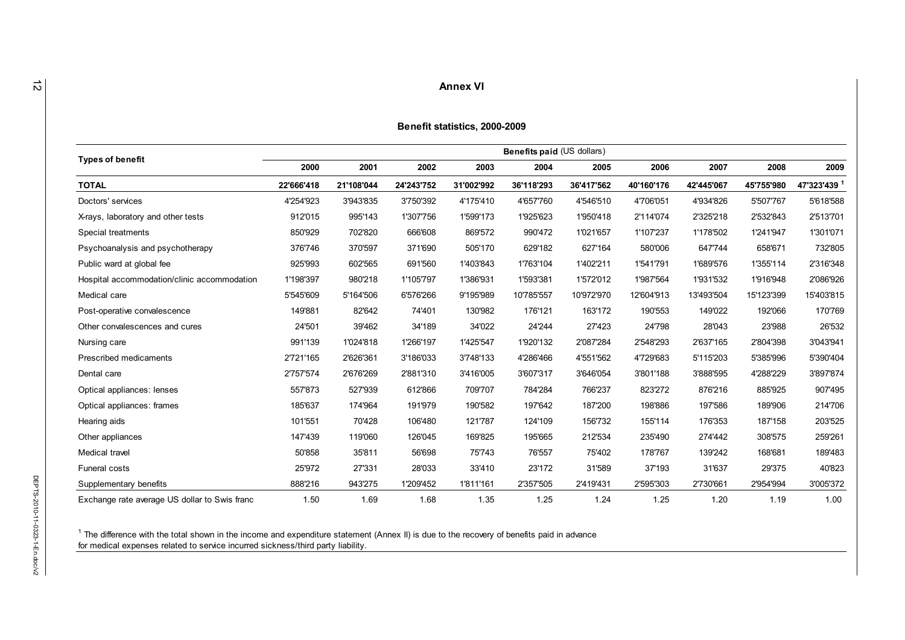## Annex VI

### Benefit statistics, 2000-2009

| Types of benefit | Benefits paid (US dollars) | | | | | | | | | |
|---|---|---|---|---|---|---|---|---|---|---|
| | 2000 | 2001 | 2002 | 2003 | 2004 | 2005 | 2006 | 2007 | 2008 | 2009 |
| **TOTAL** | **22'666'418** | **21'108'044** | **24'243'752** | **31'002'992** | **36'118'293** | **36'417'562** | **40'160'176** | **42'445'067** | **45'755'980** | **47'323'439** [1] |
| Doctors' services | 4'254'923 | 3'943'835 | 3'750'392 | 4'175'410 | 4'657'760 | 4'546'510 | 4'706'051 | 4'934'826 | 5'507'767 | 5'618'588 |
| X-rays, laboratory and other tests | 912'015 | 995'143 | 1'307'756 | 1'599'173 | 1'925'623 | 1'950'418 | 2'114'074 | 2'325'218 | 2'532'843 | 2'513'701 |
| Special treatments | 850'929 | 702'820 | 666'608 | 869'572 | 990'472 | 1'021'657 | 1'107'237 | 1'178'502 | 1'241'947 | 1'301'071 |
| Psychoanalysis and psychotherapy | 376'746 | 370'597 | 371'690 | 505'170 | 629'182 | 627'164 | 580'006 | 647'744 | 658'671 | 732'805 |
| Public ward at global fee | 925'993 | 602'565 | 691'560 | 1'403'843 | 1'763'104 | 1'402'211 | 1'541'791 | 1'689'576 | 1'355'114 | 2'316'348 |
| Hospital accommodation/clinic accommodation | 1'198'397 | 980'218 | 1'105'797 | 1'386'931 | 1'593'381 | 1'572'012 | 1'987'564 | 1'931'532 | 1'916'948 | 2'086'926 |
| Medical care | 5'545'609 | 5'164'506 | 6'576'266 | 9'195'989 | 10'785'557 | 10'972'970 | 12'604'913 | 13'493'504 | 15'123'399 | 15'403'815 |
| Post-operative convalescence | 149'881 | 82'642 | 74'401 | 130'982 | 176'121 | 163'172 | 190'553 | 149'022 | 192'066 | 170'769 |
| Other convalescences and cures | 24'501 | 39'462 | 34'189 | 34'022 | 24'244 | 27'423 | 24'798 | 28'043 | 23'988 | 26'532 |
| Nursing care | 991'139 | 1'024'818 | 1'266'197 | 1'425'547 | 1'920'132 | 2'087'284 | 2'548'293 | 2'637'165 | 2'804'398 | 3'043'941 |
| Prescribed medicaments | 2'721'165 | 2'626'361 | 3'186'033 | 3'748'133 | 4'286'466 | 4'551'562 | 4'729'683 | 5'115'203 | 5'385'996 | 5'390'404 |
| Dental care | 2'757'574 | 2'676'269 | 2'881'310 | 3'416'005 | 3'607'317 | 3'646'054 | 3'801'188 | 3'888'595 | 4'288'229 | 3'897'874 |
| Optical appliances: lenses | 557'873 | 527'939 | 612'866 | 709'707 | 784'284 | 766'237 | 823'272 | 876'216 | 885'925 | 907'495 |
| Optical appliances: frames | 185'637 | 174'964 | 191'979 | 190'582 | 197'642 | 187'200 | 198'886 | 197'586 | 189'906 | 214'706 |
| Hearing aids | 101'551 | 70'428 | 106'480 | 121'787 | 124'109 | 156'732 | 155'114 | 176'353 | 187'158 | 203'525 |
| Other appliances | 147'439 | 119'060 | 126'045 | 169'825 | 195'665 | 212'534 | 235'490 | 274'442 | 308'575 | 259'261 |
| Medical travel | 50'858 | 35'811 | 56'698 | 75'743 | 76'557 | 75'402 | 178'767 | 139'242 | 168'681 | 189'483 |
| Funeral costs | 25'972 | 27'331 | 28'033 | 33'410 | 23'172 | 31'589 | 37'193 | 31'637 | 29'375 | 40'823 |
| Supplementary benefits | 888'216 | 943'275 | 1'209'452 | 1'811'161 | 2'357'505 | 2'419'431 | 2'595'303 | 2'730'661 | 2'954'994 | 3'005'372 |
| Exchange rate average US dollar to Swis franc | 1.50 | 1.69 | 1.68 | 1.35 | 1.25 | 1.24 | 1.25 | 1.20 | 1.19 | 1.00 |

[1] The difference with the total shown in the income and expenditure statement (Annex II) is due to the recovery of benefits paid in advance for medical expenses related to service incurred sickness/third party liability.